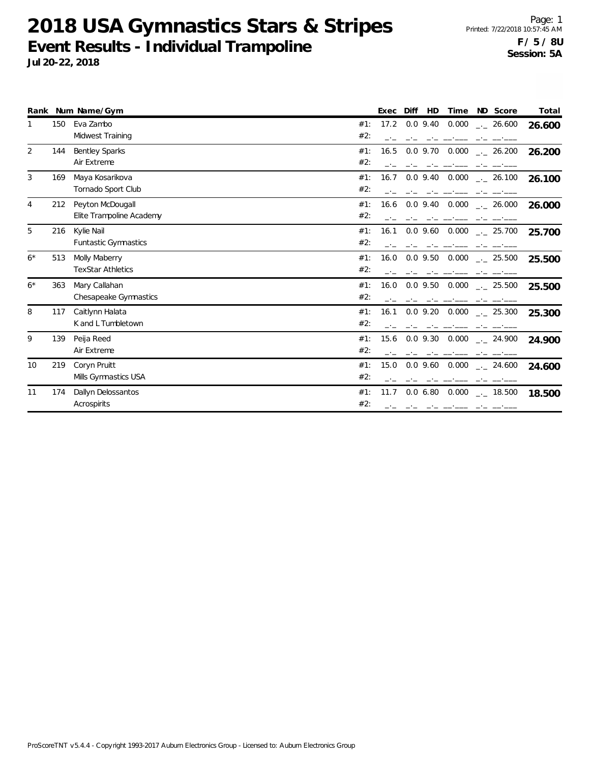# 2018 USA Gymnastics Stars & Stripes

## Event Results - Individual Trampoline

**Jul 20-22, 2018**

Printed: 7/22/2018 10:57:45 AM

**F / 5 / 8U**
**Session: 5A**

| Rank | Num | Name/Gym | | Exec | Diff | HD | Time | ND | Score | Total |
|---|---|---|---|---|---|---|---|---|---|---|
| 1 | 150 | Eva Zambo | #1: | 17.2 | 0.0 | 9.40 | 0.000 | _._ | 26.600 | **26.600** |
| | | Midwest Training | #2: | _._ | _._ | _._ | __.___ | _._ | __.___ | |
| 2 | 144 | Bentley Sparks | #1: | 16.5 | 0.0 | 9.70 | 0.000 | _._ | 26.200 | **26.200** |
| | | Air Extreme | #2: | _._ | _._ | _._ | __.___ | _._ | __.___ | |
| 3 | 169 | Maya Kosarikova | #1: | 16.7 | 0.0 | 9.40 | 0.000 | _._ | 26.100 | **26.100** |
| | | Tornado Sport Club | #2: | _._ | _._ | _._ | __.___ | _._ | __.___ | |
| 4 | 212 | Peyton McDougall | #1: | 16.6 | 0.0 | 9.40 | 0.000 | _._ | 26.000 | **26.000** |
| | | Elite Trampoline Academy | #2: | _._ | _._ | _._ | __.___ | _._ | __.___ | |
| 5 | 216 | Kylie Nail | #1: | 16.1 | 0.0 | 9.60 | 0.000 | _._ | 25.700 | **25.700** |
| | | Funtastic Gymnastics | #2: | _._ | _._ | _._ | __.___ | _._ | __.___ | |
| 6* | 513 | Molly Maberry | #1: | 16.0 | 0.0 | 9.50 | 0.000 | _._ | 25.500 | **25.500** |
| | | TexStar Athletics | #2: | _._ | _._ | _._ | __.___ | _._ | __.___ | |
| 6* | 363 | Mary Callahan | #1: | 16.0 | 0.0 | 9.50 | 0.000 | _._ | 25.500 | **25.500** |
| | | Chesapeake Gymnastics | #2: | _._ | _._ | _._ | __.___ | _._ | __.___ | |
| 8 | 117 | Caitlynn Halata | #1: | 16.1 | 0.0 | 9.20 | 0.000 | _._ | 25.300 | **25.300** |
| | | K and L Tumbletown | #2: | _._ | _._ | _._ | __.___ | _._ | __.___ | |
| 9 | 139 | Peija Reed | #1: | 15.6 | 0.0 | 9.30 | 0.000 | _._ | 24.900 | **24.900** |
| | | Air Extreme | #2: | _._ | _._ | _._ | __.___ | _._ | __.___ | |
| 10 | 219 | Coryn Pruitt | #1: | 15.0 | 0.0 | 9.60 | 0.000 | _._ | 24.600 | **24.600** |
| | | Mills Gymnastics USA | #2: | _._ | _._ | _._ | __.___ | _._ | __.___ | |
| 11 | 174 | Dallyn Delossantos | #1: | 11.7 | 0.0 | 6.80 | 0.000 | _._ | 18.500 | **18.500** |
| | | Acrospirits | #2: | _._ | _._ | _._ | __.___ | _._ | __.___ | |

ProScoreTNT v5.4.4 - Copyright 1993-2017 Auburn Electronics Group - Licensed to: Auburn Electronics Group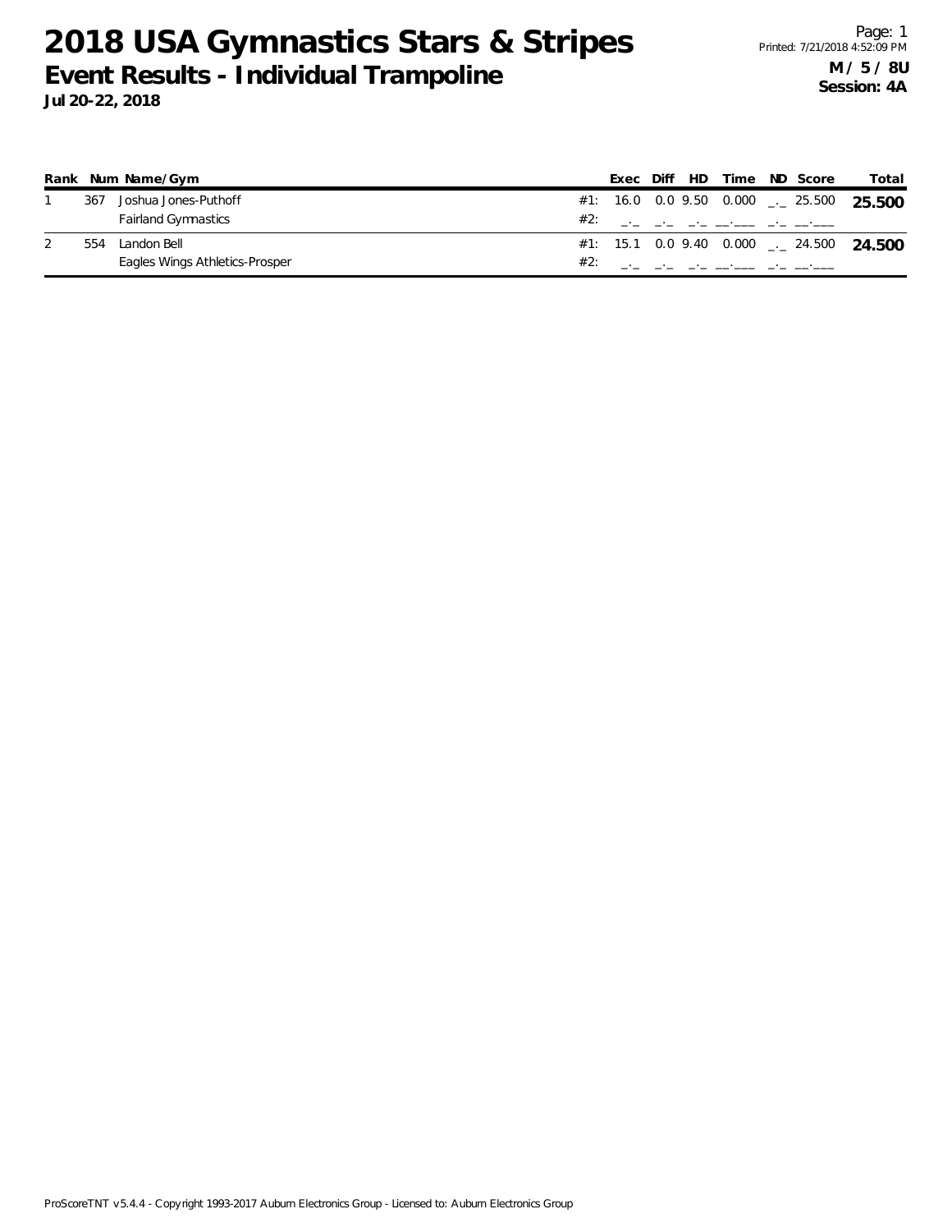# 2018 USA Gymnastics Stars & Stripes

## Event Results - Individual Trampoline

**Jul 20-22, 2018**

Page: 1
Printed: 7/21/2018 4:52:09 PM

**M / 5 / 8U**
**Session: 4A**

| Rank | Num | Name/Gym | | Exec | Diff | HD | Time | ND | Score | Total |
|---|---|---|---|---|---|---|---|---|---|---|
| 1 | 367 | Joshua Jones-Puthoff | #1: | 16.0 | 0.0 | 9.50 | 0.000 | _._ | 25.500 | **25.500** |
| | | Fairland Gymnastics | #2: | _._ | _._ | _._ | __.___ | _._ | __.___ | |
| 2 | 554 | Landon Bell | #1: | 15.1 | 0.0 | 9.40 | 0.000 | _._ | 24.500 | **24.500** |
| | | Eagles Wings Athletics-Prosper | #2: | _._ | _._ | _._ | __.___ | _._ | __.___ | |

ProScoreTNT v5.4.4 - Copyright 1993-2017 Auburn Electronics Group - Licensed to: Auburn Electronics Group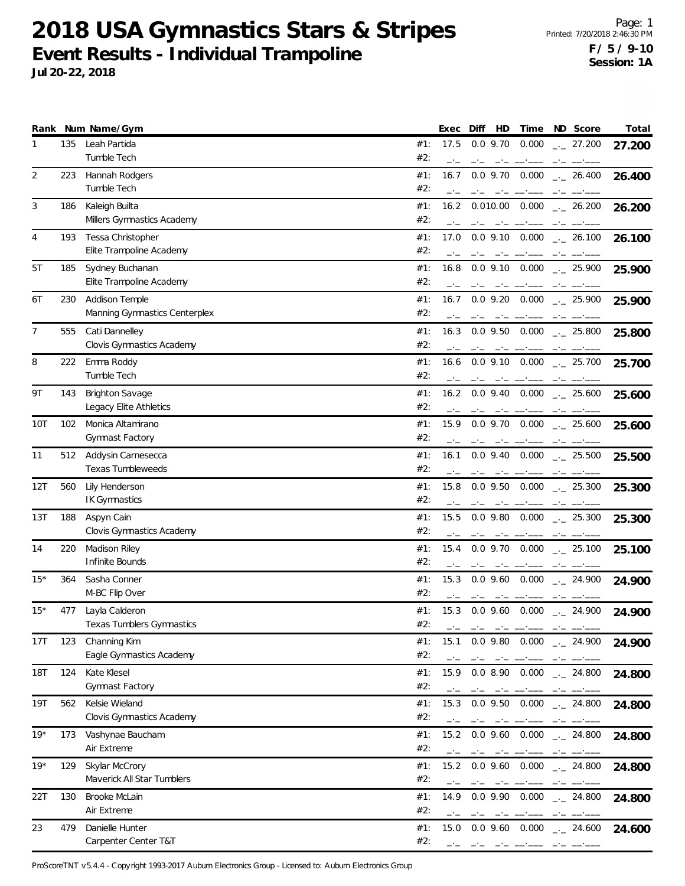# 2018 USA Gymnastics Stars & Stripes

## Event Results - Individual Trampoline

**Jul 20-22, 2018**

Page: 1
Printed: 7/20/2018 2:46:30 PM

**F / 5 / 9-10**
**Session: 1A**

| Rank | Num | Name/Gym | | Exec | Diff | HD | Time | ND | Score | Total |
|---|---|---|---|---|---|---|---|---|---|---|
| 1 | 135 | Leah Partida | #1: | 17.5 | 0.0 | 9.70 | 0.000 | _._ | 27.200 | **27.200** |
| | | Tumble Tech | #2: | _._ | _._ | _._ | __.___ | _._ | __.___ | |
| 2 | 223 | Hannah Rodgers | #1: | 16.7 | 0.0 | 9.70 | 0.000 | _._ | 26.400 | **26.400** |
| | | Tumble Tech | #2: | _._ | _._ | _._ | __.___ | _._ | __.___ | |
| 3 | 186 | Kaleigh Builta | #1: | 16.2 | 0.0 | 10.00 | 0.000 | _._ | 26.200 | **26.200** |
| | | Millers Gymnastics Academy | #2: | _._ | _._ | _._ | __.___ | _._ | __.___ | |
| 4 | 193 | Tessa Christopher | #1: | 17.0 | 0.0 | 9.10 | 0.000 | _._ | 26.100 | **26.100** |
| | | Elite Trampoline Academy | #2: | _._ | _._ | _._ | __.___ | _._ | __.___ | |
| 5T | 185 | Sydney Buchanan | #1: | 16.8 | 0.0 | 9.10 | 0.000 | _._ | 25.900 | **25.900** |
| | | Elite Trampoline Academy | #2: | _._ | _._ | _._ | __.___ | _._ | __.___ | |
| 6T | 230 | Addison Temple | #1: | 16.7 | 0.0 | 9.20 | 0.000 | _._ | 25.900 | **25.900** |
| | | Manning Gymnastics Centerplex | #2: | _._ | _._ | _._ | __.___ | _._ | __.___ | |
| 7 | 555 | Cati Dannelley | #1: | 16.3 | 0.0 | 9.50 | 0.000 | _._ | 25.800 | **25.800** |
| | | Clovis Gymnastics Academy | #2: | _._ | _._ | _._ | __.___ | _._ | __.___ | |
| 8 | 222 | Emma Roddy | #1: | 16.6 | 0.0 | 9.10 | 0.000 | _._ | 25.700 | **25.700** |
| | | Tumble Tech | #2: | _._ | _._ | _._ | __.___ | _._ | __.___ | |
| 9T | 143 | Brighton Savage | #1: | 16.2 | 0.0 | 9.40 | 0.000 | _._ | 25.600 | **25.600** |
| | | Legacy Elite Athletics | #2: | _._ | _._ | _._ | __.___ | _._ | __.___ | |
| 10T | 102 | Monica Altamirano | #1: | 15.9 | 0.0 | 9.70 | 0.000 | _._ | 25.600 | **25.600** |
| | | Gymnast Factory | #2: | _._ | _._ | _._ | __.___ | _._ | __.___ | |
| 11 | 512 | Addysin Carnesecca | #1: | 16.1 | 0.0 | 9.40 | 0.000 | _._ | 25.500 | **25.500** |
| | | Texas Tumbleweeds | #2: | _._ | _._ | _._ | __.___ | _._ | __.___ | |
| 12T | 560 | Lily Henderson | #1: | 15.8 | 0.0 | 9.50 | 0.000 | _._ | 25.300 | **25.300** |
| | | IK Gymnastics | #2: | _._ | _._ | _._ | __.___ | _._ | __.___ | |
| 13T | 188 | Aspyn Cain | #1: | 15.5 | 0.0 | 9.80 | 0.000 | _._ | 25.300 | **25.300** |
| | | Clovis Gymnastics Academy | #2: | _._ | _._ | _._ | __.___ | _._ | __.___ | |
| 14 | 220 | Madison Riley | #1: | 15.4 | 0.0 | 9.70 | 0.000 | _._ | 25.100 | **25.100** |
| | | Infinite Bounds | #2: | _._ | _._ | _._ | __.___ | _._ | __.___ | |
| 15* | 364 | Sasha Conner | #1: | 15.3 | 0.0 | 9.60 | 0.000 | _._ | 24.900 | **24.900** |
| | | M-BC Flip Over | #2: | _._ | _._ | _._ | __.___ | _._ | __.___ | |
| 15* | 477 | Layla Calderon | #1: | 15.3 | 0.0 | 9.60 | 0.000 | _._ | 24.900 | **24.900** |
| | | Texas Tumblers Gymnastics | #2: | _._ | _._ | _._ | __.___ | _._ | __.___ | |
| 17T | 123 | Channing Kim | #1: | 15.1 | 0.0 | 9.80 | 0.000 | _._ | 24.900 | **24.900** |
| | | Eagle Gymnastics Academy | #2: | _._ | _._ | _._ | __.___ | _._ | __.___ | |
| 18T | 124 | Kate Klesel | #1: | 15.9 | 0.0 | 8.90 | 0.000 | _._ | 24.800 | **24.800** |
| | | Gymnast Factory | #2: | _._ | _._ | _._ | __.___ | _._ | __.___ | |
| 19T | 562 | Kelsie Wieland | #1: | 15.3 | 0.0 | 9.50 | 0.000 | _._ | 24.800 | **24.800** |
| | | Clovis Gymnastics Academy | #2: | _._ | _._ | _._ | __.___ | _._ | __.___ | |
| 19* | 173 | Vashynae Baucham | #1: | 15.2 | 0.0 | 9.60 | 0.000 | _._ | 24.800 | **24.800** |
| | | Air Extreme | #2: | _._ | _._ | _._ | __.___ | _._ | __.___ | |
| 19* | 129 | Skylar McCrory | #1: | 15.2 | 0.0 | 9.60 | 0.000 | _._ | 24.800 | **24.800** |
| | | Maverick All Star Tumblers | #2: | _._ | _._ | _._ | __.___ | _._ | __.___ | |
| 22T | 130 | Brooke McLain | #1: | 14.9 | 0.0 | 9.90 | 0.000 | _._ | 24.800 | **24.800** |
| | | Air Extreme | #2: | _._ | _._ | _._ | __.___ | _._ | __.___ | |
| 23 | 479 | Danielle Hunter | #1: | 15.0 | 0.0 | 9.60 | 0.000 | _._ | 24.600 | **24.600** |
| | | Carpenter Center T&T | #2: | _._ | _._ | _._ | __.___ | _._ | __.___ | |

ProScoreTNT v5.4.4 - Copyright 1993-2017 Auburn Electronics Group - Licensed to: Auburn Electronics Group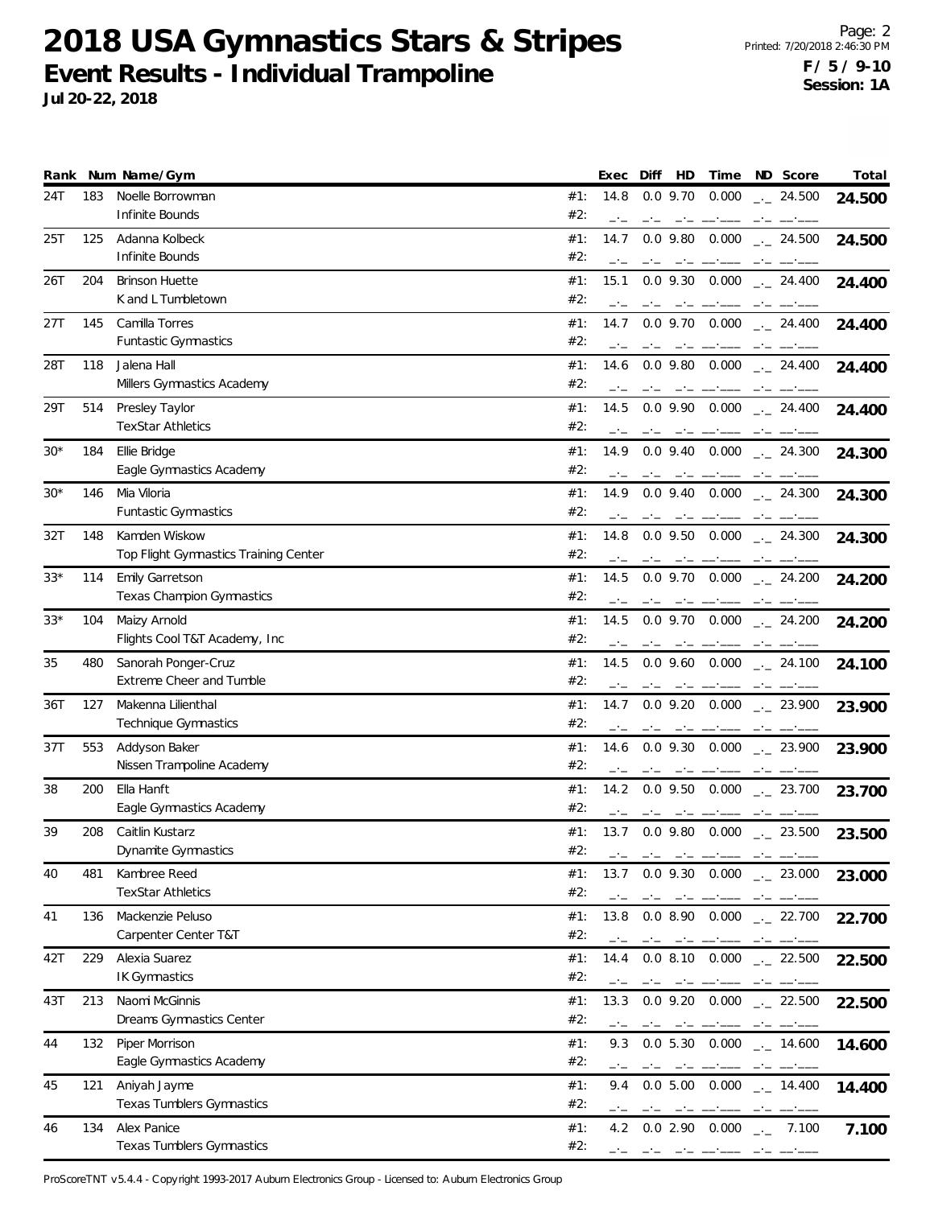# 2018 USA Gymnastics Stars & Stripes

## Event Results - Individual Trampoline

**Jul 20-22, 2018**

**F / 5 / 9-10**
**Session: 1A**

| Rank | Num | Name/Gym | | Exec | Diff | HD | Time | ND | Score | Total |
|---|---|---|---|---|---|---|---|---|---|---|
| 24T | 183 | Noelle Borrowman | #1: | 14.8 | 0.0 | 9.70 | 0.000 | _._ | 24.500 | **24.500** |
| | | Infinite Bounds | #2: | _._ | _._ | _._ | _.___ | _._ | _.___ | |
| 25T | 125 | Adanna Kolbeck | #1: | 14.7 | 0.0 | 9.80 | 0.000 | _._ | 24.500 | **24.500** |
| | | Infinite Bounds | #2: | _._ | _._ | _._ | _.___ | _._ | _.___ | |
| 26T | 204 | Brinson Huette | #1: | 15.1 | 0.0 | 9.30 | 0.000 | _._ | 24.400 | **24.400** |
| | | K and L Tumbletown | #2: | _._ | _._ | _._ | _.___ | _._ | _.___ | |
| 27T | 145 | Camilla Torres | #1: | 14.7 | 0.0 | 9.70 | 0.000 | _._ | 24.400 | **24.400** |
| | | Funtastic Gymnastics | #2: | _._ | _._ | _._ | _.___ | _._ | _.___ | |
| 28T | 118 | Jalena Hall | #1: | 14.6 | 0.0 | 9.80 | 0.000 | _._ | 24.400 | **24.400** |
| | | Millers Gymnastics Academy | #2: | _._ | _._ | _._ | _.___ | _._ | _.___ | |
| 29T | 514 | Presley Taylor | #1: | 14.5 | 0.0 | 9.90 | 0.000 | _._ | 24.400 | **24.400** |
| | | TexStar Athletics | #2: | _._ | _._ | _._ | _.___ | _._ | _.___ | |
| 30* | 184 | Ellie Bridge | #1: | 14.9 | 0.0 | 9.40 | 0.000 | _._ | 24.300 | **24.300** |
| | | Eagle Gymnastics Academy | #2: | _._ | _._ | _._ | _.___ | _._ | _.___ | |
| 30* | 146 | Mia Viloria | #1: | 14.9 | 0.0 | 9.40 | 0.000 | _._ | 24.300 | **24.300** |
| | | Funtastic Gymnastics | #2: | _._ | _._ | _._ | _.___ | _._ | _.___ | |
| 32T | 148 | Kamden Wiskow | #1: | 14.8 | 0.0 | 9.50 | 0.000 | _._ | 24.300 | **24.300** |
| | | Top Flight Gymnastics Training Center | #2: | _._ | _._ | _._ | _.___ | _._ | _.___ | |
| 33* | 114 | Emily Garretson | #1: | 14.5 | 0.0 | 9.70 | 0.000 | _._ | 24.200 | **24.200** |
| | | Texas Champion Gymnastics | #2: | _._ | _._ | _._ | _.___ | _._ | _.___ | |
| 33* | 104 | Maizy Arnold | #1: | 14.5 | 0.0 | 9.70 | 0.000 | _._ | 24.200 | **24.200** |
| | | Flights Cool T&T Academy, Inc | #2: | _._ | _._ | _._ | _.___ | _._ | _.___ | |
| 35 | 480 | Sanorah Ponger-Cruz | #1: | 14.5 | 0.0 | 9.60 | 0.000 | _._ | 24.100 | **24.100** |
| | | Extreme Cheer and Tumble | #2: | _._ | _._ | _._ | _.___ | _._ | _.___ | |
| 36T | 127 | Makenna Lilienthal | #1: | 14.7 | 0.0 | 9.20 | 0.000 | _._ | 23.900 | **23.900** |
| | | Technique Gymnastics | #2: | _._ | _._ | _._ | _.___ | _._ | _.___ | |
| 37T | 553 | Addyson Baker | #1: | 14.6 | 0.0 | 9.30 | 0.000 | _._ | 23.900 | **23.900** |
| | | Nissen Trampoline Academy | #2: | _._ | _._ | _._ | _.___ | _._ | _.___ | |
| 38 | 200 | Ella Hanft | #1: | 14.2 | 0.0 | 9.50 | 0.000 | _._ | 23.700 | **23.700** |
| | | Eagle Gymnastics Academy | #2: | _._ | _._ | _._ | _.___ | _._ | _.___ | |
| 39 | 208 | Caitlin Kustarz | #1: | 13.7 | 0.0 | 9.80 | 0.000 | _._ | 23.500 | **23.500** |
| | | Dynamite Gymnastics | #2: | _._ | _._ | _._ | _.___ | _._ | _.___ | |
| 40 | 481 | Kambree Reed | #1: | 13.7 | 0.0 | 9.30 | 0.000 | _._ | 23.000 | **23.000** |
| | | TexStar Athletics | #2: | _._ | _._ | _._ | _.___ | _._ | _.___ | |
| 41 | 136 | Mackenzie Peluso | #1: | 13.8 | 0.0 | 8.90 | 0.000 | _._ | 22.700 | **22.700** |
| | | Carpenter Center T&T | #2: | _._ | _._ | _._ | _.___ | _._ | _.___ | |
| 42T | 229 | Alexia Suarez | #1: | 14.4 | 0.0 | 8.10 | 0.000 | _._ | 22.500 | **22.500** |
| | | IK Gymnastics | #2: | _._ | _._ | _._ | _.___ | _._ | _.___ | |
| 43T | 213 | Naomi McGinnis | #1: | 13.3 | 0.0 | 9.20 | 0.000 | _._ | 22.500 | **22.500** |
| | | Dreams Gymnastics Center | #2: | _._ | _._ | _._ | _.___ | _._ | _.___ | |
| 44 | 132 | Piper Morrison | #1: | 9.3 | 0.0 | 5.30 | 0.000 | _._ | 14.600 | **14.600** |
| | | Eagle Gymnastics Academy | #2: | _._ | _._ | _._ | _.___ | _._ | _.___ | |
| 45 | 121 | Aniyah Jayme | #1: | 9.4 | 0.0 | 5.00 | 0.000 | _._ | 14.400 | **14.400** |
| | | Texas Tumblers Gymnastics | #2: | _._ | _._ | _._ | _.___ | _._ | _.___ | |
| 46 | 134 | Alex Panice | #1: | 4.2 | 0.0 | 2.90 | 0.000 | _._ | 7.100 | **7.100** |
| | | Texas Tumblers Gymnastics | #2: | _._ | _._ | _._ | _.___ | _._ | _.___ | |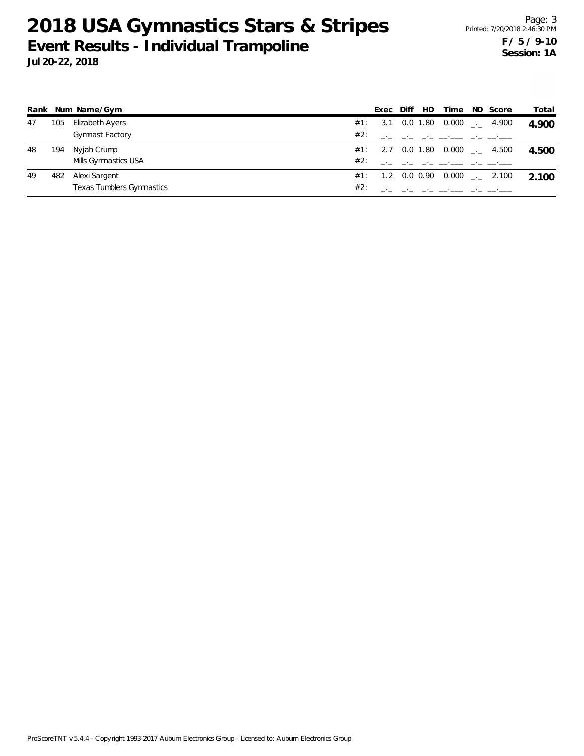# 2018 USA Gymnastics Stars & Stripes

## Event Results - Individual Trampoline

**Jul 20-22, 2018**

**F / 5 / 9-10**
**Session: 1A**

| Rank | Num | Name/Gym | | Exec | Diff | HD | Time | ND | Score | Total |
|---|---|---|---|---|---|---|---|---|---|---|
| 47 | 105 | Elizabeth Ayers | #1: | 3.1 | 0.0 | 1.80 | 0.000 | _._ | 4.900 | **4.900** |
| | | Gymnast Factory | #2: | _._ | _._ | _._ | __.___ | _._ | __.___ | |
| 48 | 194 | Nyjah Crump | #1: | 2.7 | 0.0 | 1.80 | 0.000 | _._ | 4.500 | **4.500** |
| | | Mills Gymnastics USA | #2: | _._ | _._ | _._ | __.___ | _._ | __.___ | |
| 49 | 482 | Alexi Sargent | #1: | 1.2 | 0.0 | 0.90 | 0.000 | _._ | 2.100 | **2.100** |
| | | Texas Tumblers Gymnastics | #2: | _._ | _._ | _._ | __.___ | _._ | __.___ | |

ProScoreTNT v5.4.4 - Copyright 1993-2017 Auburn Electronics Group - Licensed to: Auburn Electronics Group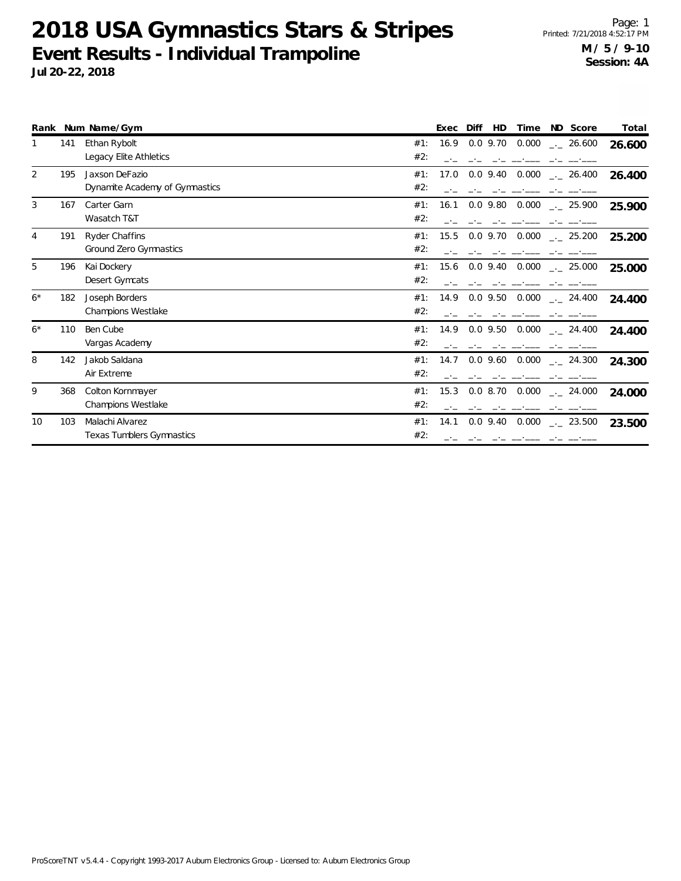# 2018 USA Gymnastics Stars & Stripes

## Event Results - Individual Trampoline

**Jul 20-22, 2018**

Printed: 7/21/2018 4:52:17 PM

**M / 5 / 9-10**
**Session: 4A**

| Rank | Num | Name/Gym | | Exec | Diff | HD | Time | ND | Score | Total |
|---|---|---|---|---|---|---|---|---|---|---|
| 1 | 141 | Ethan Rybolt | #1: | 16.9 | 0.0 | 9.70 | 0.000 | _._ | 26.600 | **26.600** |
| | | Legacy Elite Athletics | #2: | _._ | _._ | _._ | __.___ | _._ | __.___ | |
| 2 | 195 | Jaxson DeFazio | #1: | 17.0 | 0.0 | 9.40 | 0.000 | _._ | 26.400 | **26.400** |
| | | Dynamite Academy of Gymnastics | #2: | _._ | _._ | _._ | __.___ | _._ | __.___ | |
| 3 | 167 | Carter Garn | #1: | 16.1 | 0.0 | 9.80 | 0.000 | _._ | 25.900 | **25.900** |
| | | Wasatch T&T | #2: | _._ | _._ | _._ | __.___ | _._ | __.___ | |
| 4 | 191 | Ryder Chaffins | #1: | 15.5 | 0.0 | 9.70 | 0.000 | _._ | 25.200 | **25.200** |
| | | Ground Zero Gymnastics | #2: | _._ | _._ | _._ | __.___ | _._ | __.___ | |
| 5 | 196 | Kai Dockery | #1: | 15.6 | 0.0 | 9.40 | 0.000 | _._ | 25.000 | **25.000** |
| | | Desert Gymcats | #2: | _._ | _._ | _._ | __.___ | _._ | __.___ | |
| 6* | 182 | Joseph Borders | #1: | 14.9 | 0.0 | 9.50 | 0.000 | _._ | 24.400 | **24.400** |
| | | Champions Westlake | #2: | _._ | _._ | _._ | __.___ | _._ | __.___ | |
| 6* | 110 | Ben Cube | #1: | 14.9 | 0.0 | 9.50 | 0.000 | _._ | 24.400 | **24.400** |
| | | Vargas Academy | #2: | _._ | _._ | _._ | __.___ | _._ | __.___ | |
| 8 | 142 | Jakob Saldana | #1: | 14.7 | 0.0 | 9.60 | 0.000 | _._ | 24.300 | **24.300** |
| | | Air Extreme | #2: | _._ | _._ | _._ | __.___ | _._ | __.___ | |
| 9 | 368 | Colton Kornmayer | #1: | 15.3 | 0.0 | 8.70 | 0.000 | _._ | 24.000 | **24.000** |
| | | Champions Westlake | #2: | _._ | _._ | _._ | __.___ | _._ | __.___ | |
| 10 | 103 | Malachi Alvarez | #1: | 14.1 | 0.0 | 9.40 | 0.000 | _._ | 23.500 | **23.500** |
| | | Texas Tumblers Gymnastics | #2: | _._ | _._ | _._ | __.___ | _._ | __.___ | |

ProScoreTNT v5.4.4 - Copyright 1993-2017 Auburn Electronics Group - Licensed to: Auburn Electronics Group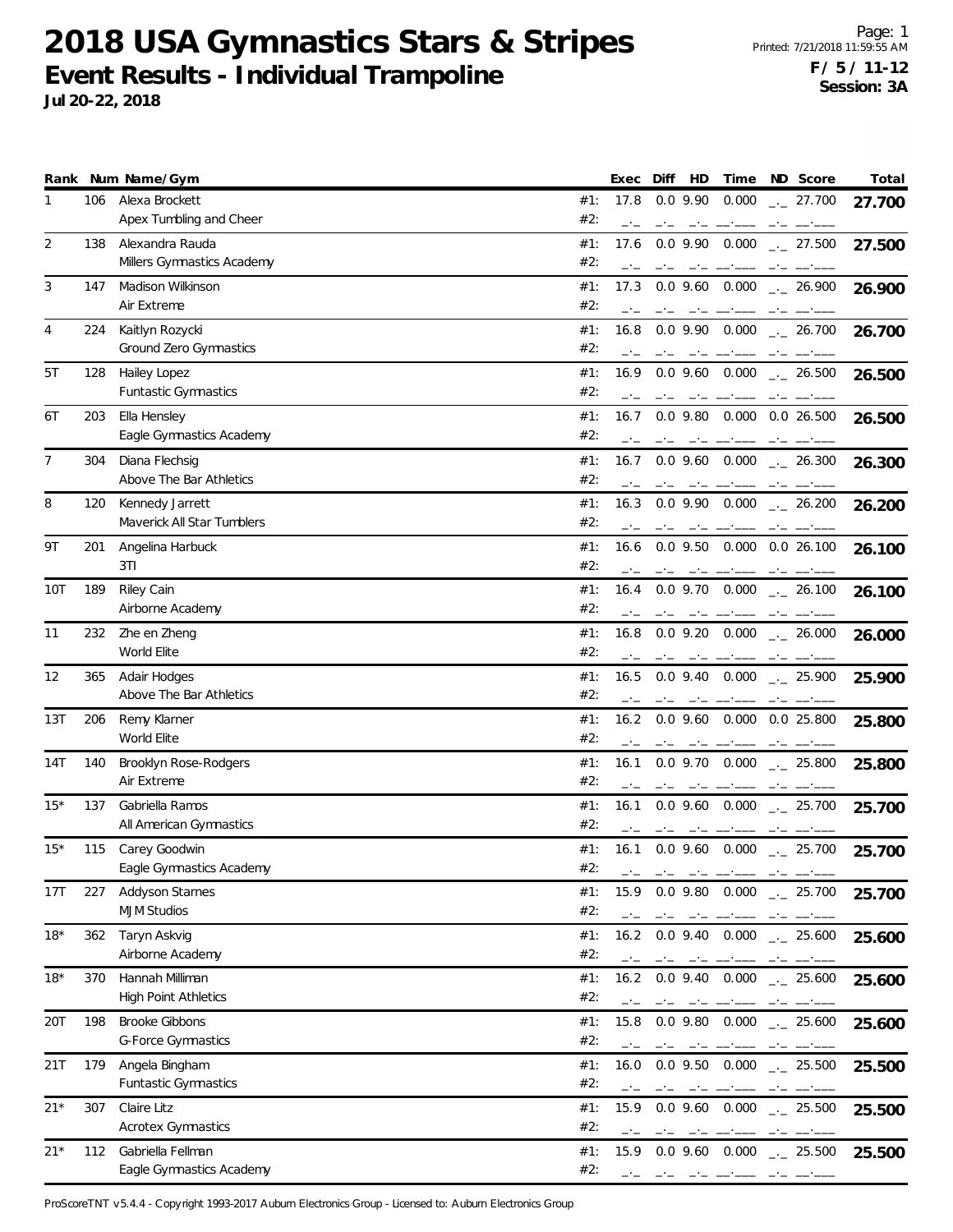# 2018 USA Gymnastics Stars & Stripes

## Event Results - Individual Trampoline

**Jul 20-22, 2018**

Page: 1
Printed: 7/21/2018 11:59:55 AM

**F / 5 / 11-12**
**Session: 3A**

| Rank | Num | Name/Gym | | Exec | Diff | HD | Time | ND | Score | Total |
|---|---|---|---|---|---|---|---|---|---|---|
| 1 | 106 | Alexa Brockett | #1: | 17.8 | 0.0 | 9.90 | 0.000 | _._ | 27.700 | **27.700** |
| | | Apex Tumbling and Cheer | #2: | _._ | _._ | _._ | __.___ | _._ | __.___ | |
| 2 | 138 | Alexandra Rauda | #1: | 17.6 | 0.0 | 9.90 | 0.000 | _._ | 27.500 | **27.500** |
| | | Millers Gymnastics Academy | #2: | _._ | _._ | _._ | __.___ | _._ | __.___ | |
| 3 | 147 | Madison Wilkinson | #1: | 17.3 | 0.0 | 9.60 | 0.000 | _._ | 26.900 | **26.900** |
| | | Air Extreme | #2: | _._ | _._ | _._ | __.___ | _._ | __.___ | |
| 4 | 224 | Kaitlyn Rozycki | #1: | 16.8 | 0.0 | 9.90 | 0.000 | _._ | 26.700 | **26.700** |
| | | Ground Zero Gymnastics | #2: | _._ | _._ | _._ | __.___ | _._ | __.___ | |
| 5T | 128 | Hailey Lopez | #1: | 16.9 | 0.0 | 9.60 | 0.000 | _._ | 26.500 | **26.500** |
| | | Funtastic Gymnastics | #2: | _._ | _._ | _._ | __.___ | _._ | __.___ | |
| 6T | 203 | Ella Hensley | #1: | 16.7 | 0.0 | 9.80 | 0.000 | 0.0 | 26.500 | **26.500** |
| | | Eagle Gymnastics Academy | #2: | _._ | _._ | _._ | __.___ | _._ | __.___ | |
| 7 | 304 | Diana Flechsig | #1: | 16.7 | 0.0 | 9.60 | 0.000 | _._ | 26.300 | **26.300** |
| | | Above The Bar Athletics | #2: | _._ | _._ | _._ | __.___ | _._ | __.___ | |
| 8 | 120 | Kennedy Jarrett | #1: | 16.3 | 0.0 | 9.90 | 0.000 | _._ | 26.200 | **26.200** |
| | | Maverick All Star Tumblers | #2: | _._ | _._ | _._ | __.___ | _._ | __.___ | |
| 9T | 201 | Angelina Harbuck | #1: | 16.6 | 0.0 | 9.50 | 0.000 | 0.0 | 26.100 | **26.100** |
| | | 3TI | #2: | _._ | _._ | _._ | __.___ | _._ | __.___ | |
| 10T | 189 | Riley Cain | #1: | 16.4 | 0.0 | 9.70 | 0.000 | _._ | 26.100 | **26.100** |
| | | Airborne Academy | #2: | _._ | _._ | _._ | __.___ | _._ | __.___ | |
| 11 | 232 | Zhe en Zheng | #1: | 16.8 | 0.0 | 9.20 | 0.000 | _._ | 26.000 | **26.000** |
| | | World Elite | #2: | _._ | _._ | _._ | __.___ | _._ | __.___ | |
| 12 | 365 | Adair Hodges | #1: | 16.5 | 0.0 | 9.40 | 0.000 | _._ | 25.900 | **25.900** |
| | | Above The Bar Athletics | #2: | _._ | _._ | _._ | __.___ | _._ | __.___ | |
| 13T | 206 | Remy Klarner | #1: | 16.2 | 0.0 | 9.60 | 0.000 | 0.0 | 25.800 | **25.800** |
| | | World Elite | #2: | _._ | _._ | _._ | __.___ | _._ | __.___ | |
| 14T | 140 | Brooklyn Rose-Rodgers | #1: | 16.1 | 0.0 | 9.70 | 0.000 | _._ | 25.800 | **25.800** |
| | | Air Extreme | #2: | _._ | _._ | _._ | __.___ | _._ | __.___ | |
| 15* | 137 | Gabriella Ramos | #1: | 16.1 | 0.0 | 9.60 | 0.000 | _._ | 25.700 | **25.700** |
| | | All American Gymnastics | #2: | _._ | _._ | _._ | __.___ | _._ | __.___ | |
| 15* | 115 | Carey Goodwin | #1: | 16.1 | 0.0 | 9.60 | 0.000 | _._ | 25.700 | **25.700** |
| | | Eagle Gymnastics Academy | #2: | _._ | _._ | _._ | __.___ | _._ | __.___ | |
| 17T | 227 | Addyson Starnes | #1: | 15.9 | 0.0 | 9.80 | 0.000 | _._ | 25.700 | **25.700** |
| | | MJM Studios | #2: | _._ | _._ | _._ | __.___ | _._ | __.___ | |
| 18* | 362 | Taryn Askvig | #1: | 16.2 | 0.0 | 9.40 | 0.000 | _._ | 25.600 | **25.600** |
| | | Airborne Academy | #2: | _._ | _._ | _._ | __.___ | _._ | __.___ | |
| 18* | 370 | Hannah Milliman | #1: | 16.2 | 0.0 | 9.40 | 0.000 | _._ | 25.600 | **25.600** |
| | | High Point Athletics | #2: | _._ | _._ | _._ | __.___ | _._ | __.___ | |
| 20T | 198 | Brooke Gibbons | #1: | 15.8 | 0.0 | 9.80 | 0.000 | _._ | 25.600 | **25.600** |
| | | G-Force Gymnastics | #2: | _._ | _._ | _._ | __.___ | _._ | __.___ | |
| 21T | 179 | Angela Bingham | #1: | 16.0 | 0.0 | 9.50 | 0.000 | _._ | 25.500 | **25.500** |
| | | Funtastic Gymnastics | #2: | _._ | _._ | _._ | __.___ | _._ | __.___ | |
| 21* | 307 | Claire Litz | #1: | 15.9 | 0.0 | 9.60 | 0.000 | _._ | 25.500 | **25.500** |
| | | Acrotex Gymnastics | #2: | _._ | _._ | _._ | __.___ | _._ | __.___ | |
| 21* | 112 | Gabriella Fellman | #1: | 15.9 | 0.0 | 9.60 | 0.000 | _._ | 25.500 | **25.500** |
| | | Eagle Gymnastics Academy | #2: | _._ | _._ | _._ | __.___ | _._ | __.___ | |

ProScoreTNT v5.4.4 - Copyright 1993-2017 Auburn Electronics Group - Licensed to: Auburn Electronics Group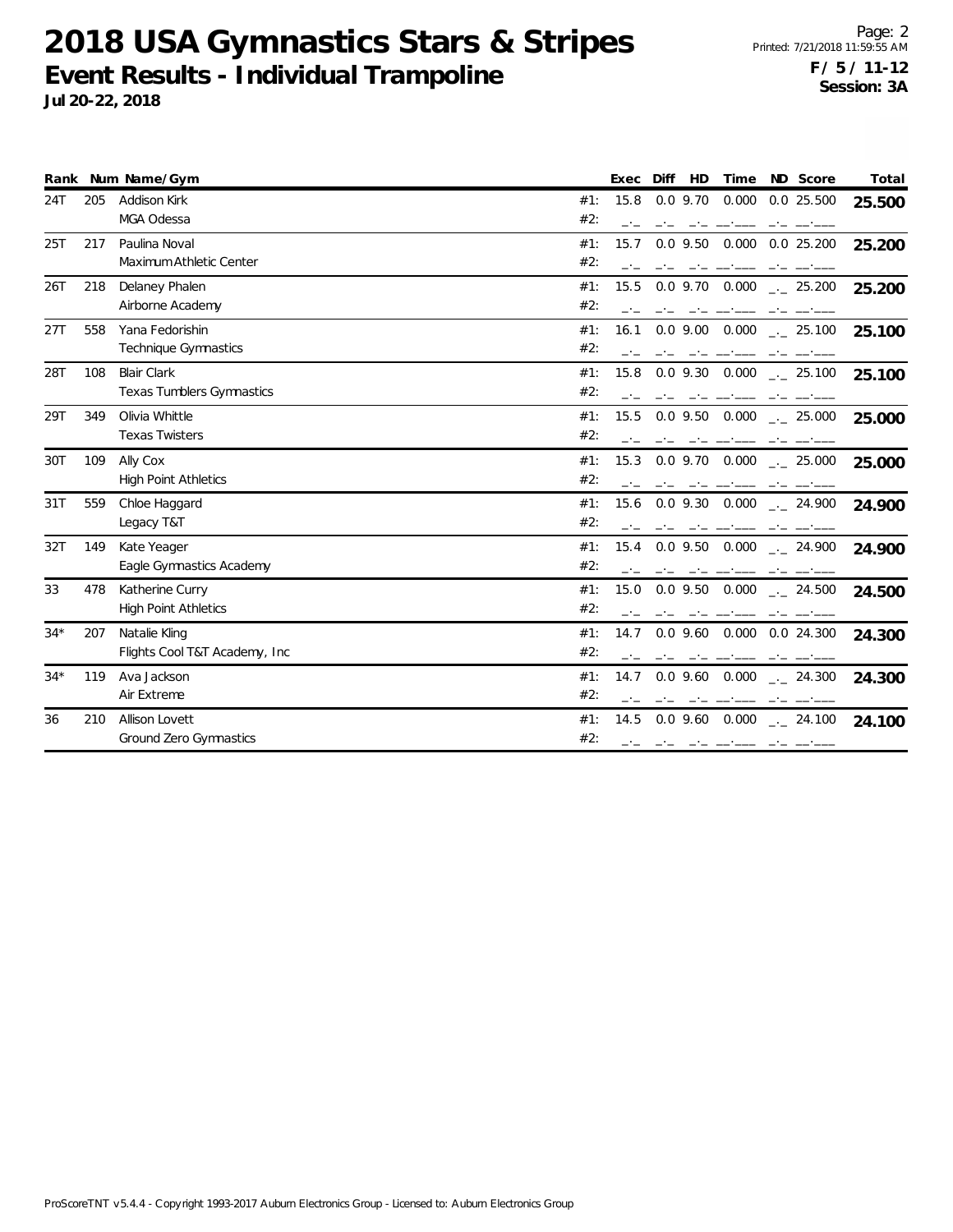# 2018 USA Gymnastics Stars & Stripes

## Event Results - Individual Trampoline

**Jul 20-22, 2018**

**F / 5 / 11-12**
**Session: 3A**

| Rank | Num | Name/Gym | | Exec | Diff | HD | Time | ND | Score | Total |
|---|---|---|---|---|---|---|---|---|---|---|
| 24T | 205 | Addison Kirk | #1: | 15.8 | 0.0 | 9.70 | 0.000 | 0.0 | 25.500 | **25.500** |
| | | MGA Odessa | #2: | _._ | _._ | _._ | __.___ | _._ | __.___ | |
| 25T | 217 | Paulina Noval | #1: | 15.7 | 0.0 | 9.50 | 0.000 | 0.0 | 25.200 | **25.200** |
| | | Maximum Athletic Center | #2: | _._ | _._ | _._ | __.___ | _._ | __.___ | |
| 26T | 218 | Delaney Phalen | #1: | 15.5 | 0.0 | 9.70 | 0.000 | _._ | 25.200 | **25.200** |
| | | Airborne Academy | #2: | _._ | _._ | _._ | __.___ | _._ | __.___ | |
| 27T | 558 | Yana Fedorishin | #1: | 16.1 | 0.0 | 9.00 | 0.000 | _._ | 25.100 | **25.100** |
| | | Technique Gymnastics | #2: | _._ | _._ | _._ | __.___ | _._ | __.___ | |
| 28T | 108 | Blair Clark | #1: | 15.8 | 0.0 | 9.30 | 0.000 | _._ | 25.100 | **25.100** |
| | | Texas Tumblers Gymnastics | #2: | _._ | _._ | _._ | __.___ | _._ | __.___ | |
| 29T | 349 | Olivia Whittle | #1: | 15.5 | 0.0 | 9.50 | 0.000 | _._ | 25.000 | **25.000** |
| | | Texas Twisters | #2: | _._ | _._ | _._ | __.___ | _._ | __.___ | |
| 30T | 109 | Ally Cox | #1: | 15.3 | 0.0 | 9.70 | 0.000 | _._ | 25.000 | **25.000** |
| | | High Point Athletics | #2: | _._ | _._ | _._ | __.___ | _._ | __.___ | |
| 31T | 559 | Chloe Haggard | #1: | 15.6 | 0.0 | 9.30 | 0.000 | _._ | 24.900 | **24.900** |
| | | Legacy T&T | #2: | _._ | _._ | _._ | __.___ | _._ | __.___ | |
| 32T | 149 | Kate Yeager | #1: | 15.4 | 0.0 | 9.50 | 0.000 | _._ | 24.900 | **24.900** |
| | | Eagle Gymnastics Academy | #2: | _._ | _._ | _._ | __.___ | _._ | __.___ | |
| 33 | 478 | Katherine Curry | #1: | 15.0 | 0.0 | 9.50 | 0.000 | _._ | 24.500 | **24.500** |
| | | High Point Athletics | #2: | _._ | _._ | _._ | __.___ | _._ | __.___ | |
| 34* | 207 | Natalie Kling | #1: | 14.7 | 0.0 | 9.60 | 0.000 | 0.0 | 24.300 | **24.300** |
| | | Flights Cool T&T Academy, Inc | #2: | _._ | _._ | _._ | __.___ | _._ | __.___ | |
| 34* | 119 | Ava Jackson | #1: | 14.7 | 0.0 | 9.60 | 0.000 | _._ | 24.300 | **24.300** |
| | | Air Extreme | #2: | _._ | _._ | _._ | __.___ | _._ | __.___ | |
| 36 | 210 | Allison Lovett | #1: | 14.5 | 0.0 | 9.60 | 0.000 | _._ | 24.100 | **24.100** |
| | | Ground Zero Gymnastics | #2: | _._ | _._ | _._ | __.___ | _._ | __.___ | |

ProScoreTNT v5.4.4 - Copyright 1993-2017 Auburn Electronics Group - Licensed to: Auburn Electronics Group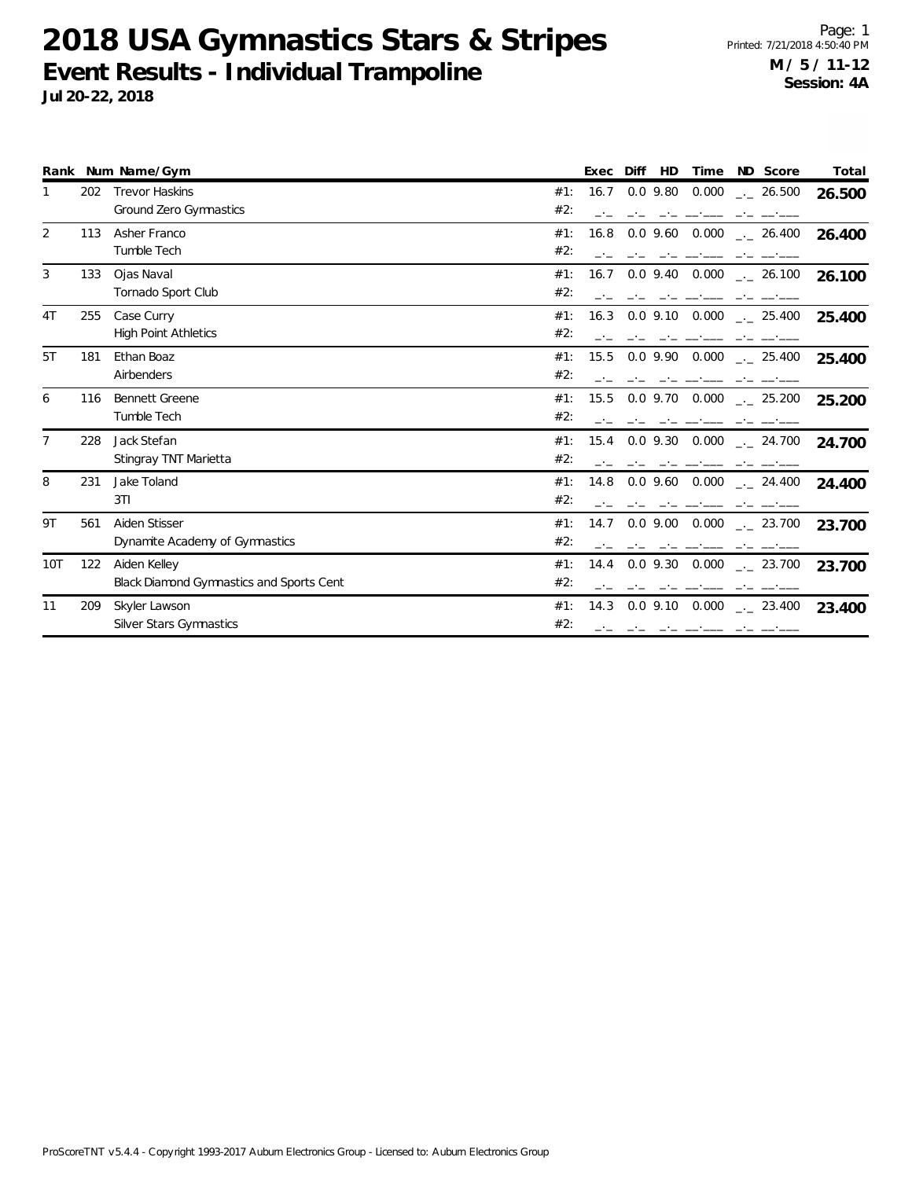# 2018 USA Gymnastics Stars & Stripes

## Event Results - Individual Trampoline

**Jul 20-22, 2018**

Page: 1
Printed: 7/21/2018 4:50:40 PM
**M / 5 / 11-12**
**Session: 4A**

| Rank | Num | Name/Gym | | Exec | Diff | HD | Time | ND | Score | Total |
|---|---|---|---|---|---|---|---|---|---|---|
| 1 | 202 | Trevor Haskins | #1: | 16.7 | 0.0 | 9.80 | 0.000 | _._ | 26.500 | **26.500** |
| | | Ground Zero Gymnastics | #2: | _._ | _._ | _._ | __.___ | _._ | __.___ | |
| 2 | 113 | Asher Franco | #1: | 16.8 | 0.0 | 9.60 | 0.000 | _._ | 26.400 | **26.400** |
| | | Tumble Tech | #2: | _._ | _._ | _._ | __.___ | _._ | __.___ | |
| 3 | 133 | Ojas Naval | #1: | 16.7 | 0.0 | 9.40 | 0.000 | _._ | 26.100 | **26.100** |
| | | Tornado Sport Club | #2: | _._ | _._ | _._ | __.___ | _._ | __.___ | |
| 4T | 255 | Case Curry | #1: | 16.3 | 0.0 | 9.10 | 0.000 | _._ | 25.400 | **25.400** |
| | | High Point Athletics | #2: | _._ | _._ | _._ | __.___ | _._ | __.___ | |
| 5T | 181 | Ethan Boaz | #1: | 15.5 | 0.0 | 9.90 | 0.000 | _._ | 25.400 | **25.400** |
| | | Airbenders | #2: | _._ | _._ | _._ | __.___ | _._ | __.___ | |
| 6 | 116 | Bennett Greene | #1: | 15.5 | 0.0 | 9.70 | 0.000 | _._ | 25.200 | **25.200** |
| | | Tumble Tech | #2: | _._ | _._ | _._ | __.___ | _._ | __.___ | |
| 7 | 228 | Jack Stefan | #1: | 15.4 | 0.0 | 9.30 | 0.000 | _._ | 24.700 | **24.700** |
| | | Stingray TNT Marietta | #2: | _._ | _._ | _._ | __.___ | _._ | __.___ | |
| 8 | 231 | Jake Toland | #1: | 14.8 | 0.0 | 9.60 | 0.000 | _._ | 24.400 | **24.400** |
| | | 3TI | #2: | _._ | _._ | _._ | __.___ | _._ | __.___ | |
| 9T | 561 | Aiden Stisser | #1: | 14.7 | 0.0 | 9.00 | 0.000 | _._ | 23.700 | **23.700** |
| | | Dynamite Academy of Gymnastics | #2: | _._ | _._ | _._ | __.___ | _._ | __.___ | |
| 10T | 122 | Aiden Kelley | #1: | 14.4 | 0.0 | 9.30 | 0.000 | _._ | 23.700 | **23.700** |
| | | Black Diamond Gymnastics and Sports Cent | #2: | _._ | _._ | _._ | __.___ | _._ | __.___ | |
| 11 | 209 | Skyler Lawson | #1: | 14.3 | 0.0 | 9.10 | 0.000 | _._ | 23.400 | **23.400** |
| | | Silver Stars Gymnastics | #2: | _._ | _._ | _._ | __.___ | _._ | __.___ | |

ProScoreTNT v5.4.4 - Copyright 1993-2017 Auburn Electronics Group - Licensed to: Auburn Electronics Group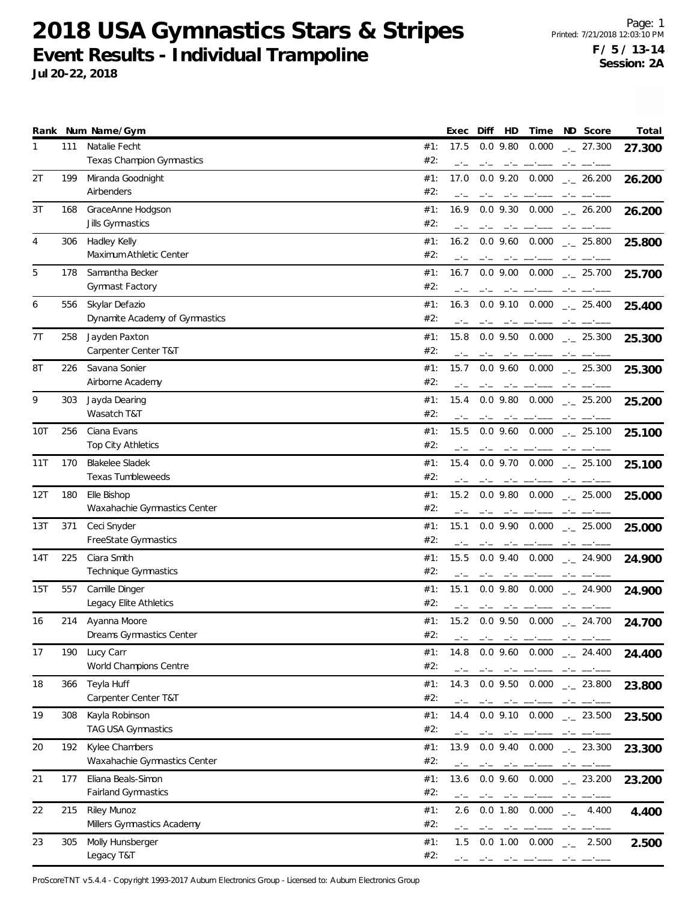# 2018 USA Gymnastics Stars & Stripes

## Event Results - Individual Trampoline

**Jul 20-22, 2018**

Printed: 7/21/2018 12:03:10 PM

**F / 5 / 13-14**
**Session: 2A**

| Rank | Num | Name/Gym | | Exec | Diff | HD | Time | ND | Score | Total |
|---|---|---|---|---|---|---|---|---|---|---|
| 1 | 111 | Natalie Fecht | #1: | 17.5 | 0.0 | 9.80 | 0.000 | _._ | 27.300 | **27.300** |
| | | Texas Champion Gymnastics | #2: | _._ | _._ | _._ | __.___ | _._ | __.___ | |
| 2T | 199 | Miranda Goodnight | #1: | 17.0 | 0.0 | 9.20 | 0.000 | _._ | 26.200 | **26.200** |
| | | Airbenders | #2: | _._ | _._ | _._ | __.___ | _._ | __.___ | |
| 3T | 168 | GraceAnne Hodgson | #1: | 16.9 | 0.0 | 9.30 | 0.000 | _._ | 26.200 | **26.200** |
| | | Jills Gymnastics | #2: | _._ | _._ | _._ | __.___ | _._ | __.___ | |
| 4 | 306 | Hadley Kelly | #1: | 16.2 | 0.0 | 9.60 | 0.000 | _._ | 25.800 | **25.800** |
| | | Maximum Athletic Center | #2: | _._ | _._ | _._ | __.___ | _._ | __.___ | |
| 5 | 178 | Samantha Becker | #1: | 16.7 | 0.0 | 9.00 | 0.000 | _._ | 25.700 | **25.700** |
| | | Gymnast Factory | #2: | _._ | _._ | _._ | __.___ | _._ | __.___ | |
| 6 | 556 | Skylar Defazio | #1: | 16.3 | 0.0 | 9.10 | 0.000 | _._ | 25.400 | **25.400** |
| | | Dynamite Academy of Gymnastics | #2: | _._ | _._ | _._ | __.___ | _._ | __.___ | |
| 7T | 258 | Jayden Paxton | #1: | 15.8 | 0.0 | 9.50 | 0.000 | _._ | 25.300 | **25.300** |
| | | Carpenter Center T&T | #2: | _._ | _._ | _._ | __.___ | _._ | __.___ | |
| 8T | 226 | Savana Sonier | #1: | 15.7 | 0.0 | 9.60 | 0.000 | _._ | 25.300 | **25.300** |
| | | Airborne Academy | #2: | _._ | _._ | _._ | __.___ | _._ | __.___ | |
| 9 | 303 | Jayda Dearing | #1: | 15.4 | 0.0 | 9.80 | 0.000 | _._ | 25.200 | **25.200** |
| | | Wasatch T&T | #2: | _._ | _._ | _._ | __.___ | _._ | __.___ | |
| 10T | 256 | Ciana Evans | #1: | 15.5 | 0.0 | 9.60 | 0.000 | _._ | 25.100 | **25.100** |
| | | Top City Athletics | #2: | _._ | _._ | _._ | __.___ | _._ | __.___ | |
| 11T | 170 | Blakelee Sladek | #1: | 15.4 | 0.0 | 9.70 | 0.000 | _._ | 25.100 | **25.100** |
| | | Texas Tumbleweeds | #2: | _._ | _._ | _._ | __.___ | _._ | __.___ | |
| 12T | 180 | Elle Bishop | #1: | 15.2 | 0.0 | 9.80 | 0.000 | _._ | 25.000 | **25.000** |
| | | Waxahachie Gymnastics Center | #2: | _._ | _._ | _._ | __.___ | _._ | __.___ | |
| 13T | 371 | Ceci Snyder | #1: | 15.1 | 0.0 | 9.90 | 0.000 | _._ | 25.000 | **25.000** |
| | | FreeState Gymnastics | #2: | _._ | _._ | _._ | __.___ | _._ | __.___ | |
| 14T | 225 | Ciara Smith | #1: | 15.5 | 0.0 | 9.40 | 0.000 | _._ | 24.900 | **24.900** |
| | | Technique Gymnastics | #2: | _._ | _._ | _._ | __.___ | _._ | __.___ | |
| 15T | 557 | Camille Dinger | #1: | 15.1 | 0.0 | 9.80 | 0.000 | _._ | 24.900 | **24.900** |
| | | Legacy Elite Athletics | #2: | _._ | _._ | _._ | __.___ | _._ | __.___ | |
| 16 | 214 | Ayanna Moore | #1: | 15.2 | 0.0 | 9.50 | 0.000 | _._ | 24.700 | **24.700** |
| | | Dreams Gymnastics Center | #2: | _._ | _._ | _._ | __.___ | _._ | __.___ | |
| 17 | 190 | Lucy Carr | #1: | 14.8 | 0.0 | 9.60 | 0.000 | _._ | 24.400 | **24.400** |
| | | World Champions Centre | #2: | _._ | _._ | _._ | __.___ | _._ | __.___ | |
| 18 | 366 | Teyla Huff | #1: | 14.3 | 0.0 | 9.50 | 0.000 | _._ | 23.800 | **23.800** |
| | | Carpenter Center T&T | #2: | _._ | _._ | _._ | __.___ | _._ | __.___ | |
| 19 | 308 | Kayla Robinson | #1: | 14.4 | 0.0 | 9.10 | 0.000 | _._ | 23.500 | **23.500** |
| | | TAG USA Gymnastics | #2: | _._ | _._ | _._ | __.___ | _._ | __.___ | |
| 20 | 192 | Kylee Chambers | #1: | 13.9 | 0.0 | 9.40 | 0.000 | _._ | 23.300 | **23.300** |
| | | Waxahachie Gymnastics Center | #2: | _._ | _._ | _._ | __.___ | _._ | __.___ | |
| 21 | 177 | Eliana Beals-Simon | #1: | 13.6 | 0.0 | 9.60 | 0.000 | _._ | 23.200 | **23.200** |
| | | Fairland Gymnastics | #2: | _._ | _._ | _._ | __.___ | _._ | __.___ | |
| 22 | 215 | Riley Munoz | #1: | 2.6 | 0.0 | 1.80 | 0.000 | _._ | 4.400 | **4.400** |
| | | Millers Gymnastics Academy | #2: | _._ | _._ | _._ | __.___ | _._ | __.___ | |
| 23 | 305 | Molly Hunsberger | #1: | 1.5 | 0.0 | 1.00 | 0.000 | _._ | 2.500 | **2.500** |
| | | Legacy T&T | #2: | _._ | _._ | _._ | __.___ | _._ | __.___ | |

ProScoreTNT v5.4.4 - Copyright 1993-2017 Auburn Electronics Group - Licensed to: Auburn Electronics Group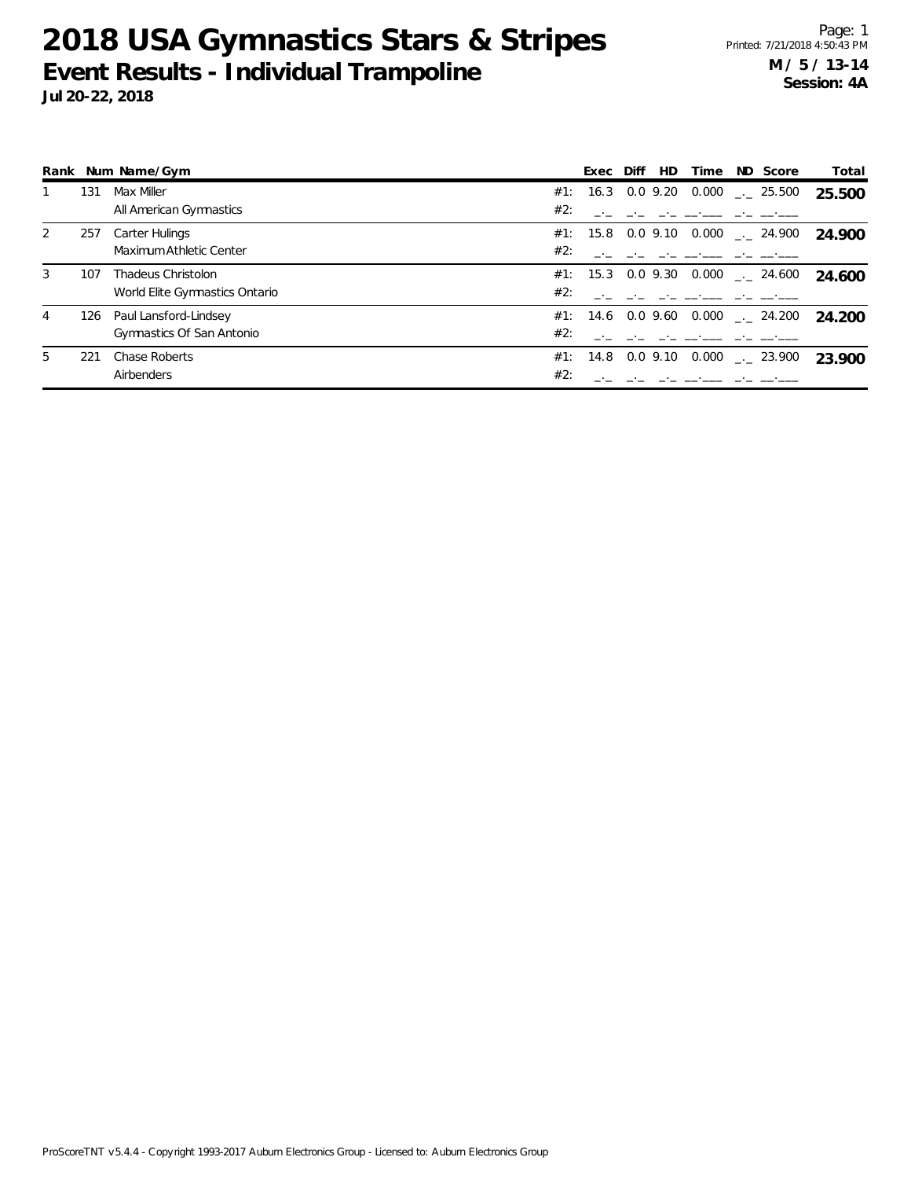# 2018 USA Gymnastics Stars & Stripes

## Event Results - Individual Trampoline

**Jul 20-22, 2018**

**M / 5 / 13-14**
**Session: 4A**

| Rank | Num | Name/Gym | | Exec | Diff | HD | Time | ND | Score | Total |
|---|---|---|---|---|---|---|---|---|---|---|
| 1 | 131 | Max Miller | #1: | 16.3 | 0.0 | 9.20 | 0.000 | _._ | 25.500 | **25.500** |
| | | All American Gymnastics | #2: | _._ | _._ | _._ | __.___ | _._ | __.___ | |
| 2 | 257 | Carter Hulings | #1: | 15.8 | 0.0 | 9.10 | 0.000 | _._ | 24.900 | **24.900** |
| | | Maximum Athletic Center | #2: | _._ | _._ | _._ | __.___ | _._ | __.___ | |
| 3 | 107 | Thadeus Christolon | #1: | 15.3 | 0.0 | 9.30 | 0.000 | _._ | 24.600 | **24.600** |
| | | World Elite Gymnastics Ontario | #2: | _._ | _._ | _._ | __.___ | _._ | __.___ | |
| 4 | 126 | Paul Lansford-Lindsey | #1: | 14.6 | 0.0 | 9.60 | 0.000 | _._ | 24.200 | **24.200** |
| | | Gymnastics Of San Antonio | #2: | _._ | _._ | _._ | __.___ | _._ | __.___ | |
| 5 | 221 | Chase Roberts | #1: | 14.8 | 0.0 | 9.10 | 0.000 | _._ | 23.900 | **23.900** |
| | | Airbenders | #2: | _._ | _._ | _._ | __.___ | _._ | __.___ | |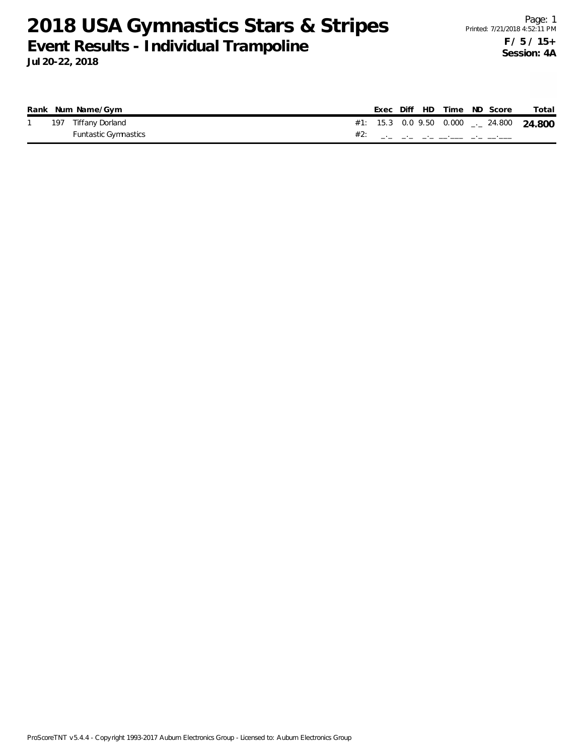# 2018 USA Gymnastics Stars & Stripes

## Event Results - Individual Trampoline

**Jul 20-22, 2018**

**F / 5 / 15+**
**Session: 4A**

| Rank | Num | Name/Gym | | Exec | Diff | HD | Time | ND | Score | Total |
|---|---|---|---|---|---|---|---|---|---|---|
| 1 | 197 | Tiffany Dorland | #1: | 15.3 | 0.0 | 9.50 | 0.000 | _._ | 24.800 | **24.800** |
| | | Funtastic Gymnastics | #2: | _._ | _._ | _._ | __.___ | _._ | __.___ | |

ProScoreTNT v5.4.4 - Copyright 1993-2017 Auburn Electronics Group - Licensed to: Auburn Electronics Group